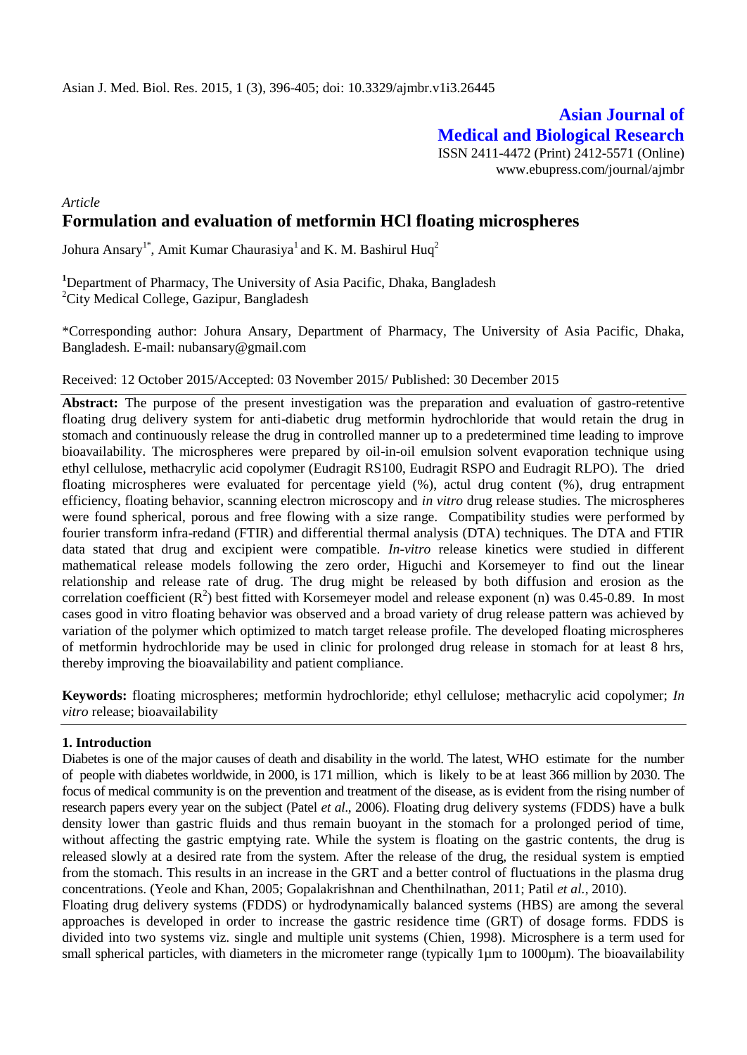# Asian Journal of Medical and Biological Research

ISSN 2411-4472 (Print) 2412-5571 (Online)
www.ebupress.com/journal/ajmbr

*Article*

## Formulation and evaluation of metformin HCl floating microspheres

Johura Ansary[1*], Amit Kumar Chaurasiya[1] and K. M. Bashirul Huq[2]

[1]Department of Pharmacy, The University of Asia Pacific, Dhaka, Bangladesh
[2]City Medical College, Gazipur, Bangladesh

\*Corresponding author: Johura Ansary, Department of Pharmacy, The University of Asia Pacific, Dhaka, Bangladesh. E-mail: nubansary@gmail.com

Received: 12 October 2015/Accepted: 03 November 2015/ Published: 30 December 2015

**Abstract:** The purpose of the present investigation was the preparation and evaluation of gastro-retentive floating drug delivery system for anti-diabetic drug metformin hydrochloride that would retain the drug in stomach and continuously release the drug in controlled manner up to a predetermined time leading to improve bioavailability. The microspheres were prepared by oil-in-oil emulsion solvent evaporation technique using ethyl cellulose, methacrylic acid copolymer (Eudragit RS100, Eudragit RSPO and Eudragit RLPO). The dried floating microspheres were evaluated for percentage yield (%), actul drug content (%), drug entrapment efficiency, floating behavior, scanning electron microscopy and *in vitro* drug release studies. The microspheres were found spherical, porous and free flowing with a size range. Compatibility studies were performed by fourier transform infra-redand (FTIR) and differential thermal analysis (DTA) techniques. The DTA and FTIR data stated that drug and excipient were compatible. *In-vitro* release kinetics were studied in different mathematical release models following the zero order, Higuchi and Korsemeyer to find out the linear relationship and release rate of drug. The drug might be released by both diffusion and erosion as the correlation coefficient ($R^2$) best fitted with Korsemeyer model and release exponent (n) was 0.45-0.89. In most cases good in vitro floating behavior was observed and a broad variety of drug release pattern was achieved by variation of the polymer which optimized to match target release profile. The developed floating microspheres of metformin hydrochloride may be used in clinic for prolonged drug release in stomach for at least 8 hrs, thereby improving the bioavailability and patient compliance.

**Keywords:** floating microspheres; metformin hydrochloride; ethyl cellulose; methacrylic acid copolymer; *In vitro* release; bioavailability

### 1. Introduction

Diabetes is one of the major causes of death and disability in the world. The latest, WHO estimate for the number of people with diabetes worldwide, in 2000, is 171 million, which is likely to be at least 366 million by 2030. The focus of medical community is on the prevention and treatment of the disease, as is evident from the rising number of research papers every year on the subject (Patel *et al*., 2006). Floating drug delivery systems (FDDS) have a bulk density lower than gastric fluids and thus remain buoyant in the stomach for a prolonged period of time, without affecting the gastric emptying rate. While the system is floating on the gastric contents, the drug is released slowly at a desired rate from the system. After the release of the drug, the residual system is emptied from the stomach. This results in an increase in the GRT and a better control of fluctuations in the plasma drug concentrations. (Yeole and Khan, 2005; Gopalakrishnan and Chenthilnathan, 2011; Patil *et al.*, 2010).

Floating drug delivery systems (FDDS) or hydrodynamically balanced systems (HBS) are among the several approaches is developed in order to increase the gastric residence time (GRT) of dosage forms. FDDS is divided into two systems viz. single and multiple unit systems (Chien, 1998). Microsphere is a term used for small spherical particles, with diameters in the micrometer range (typically 1µm to 1000µm). The bioavailability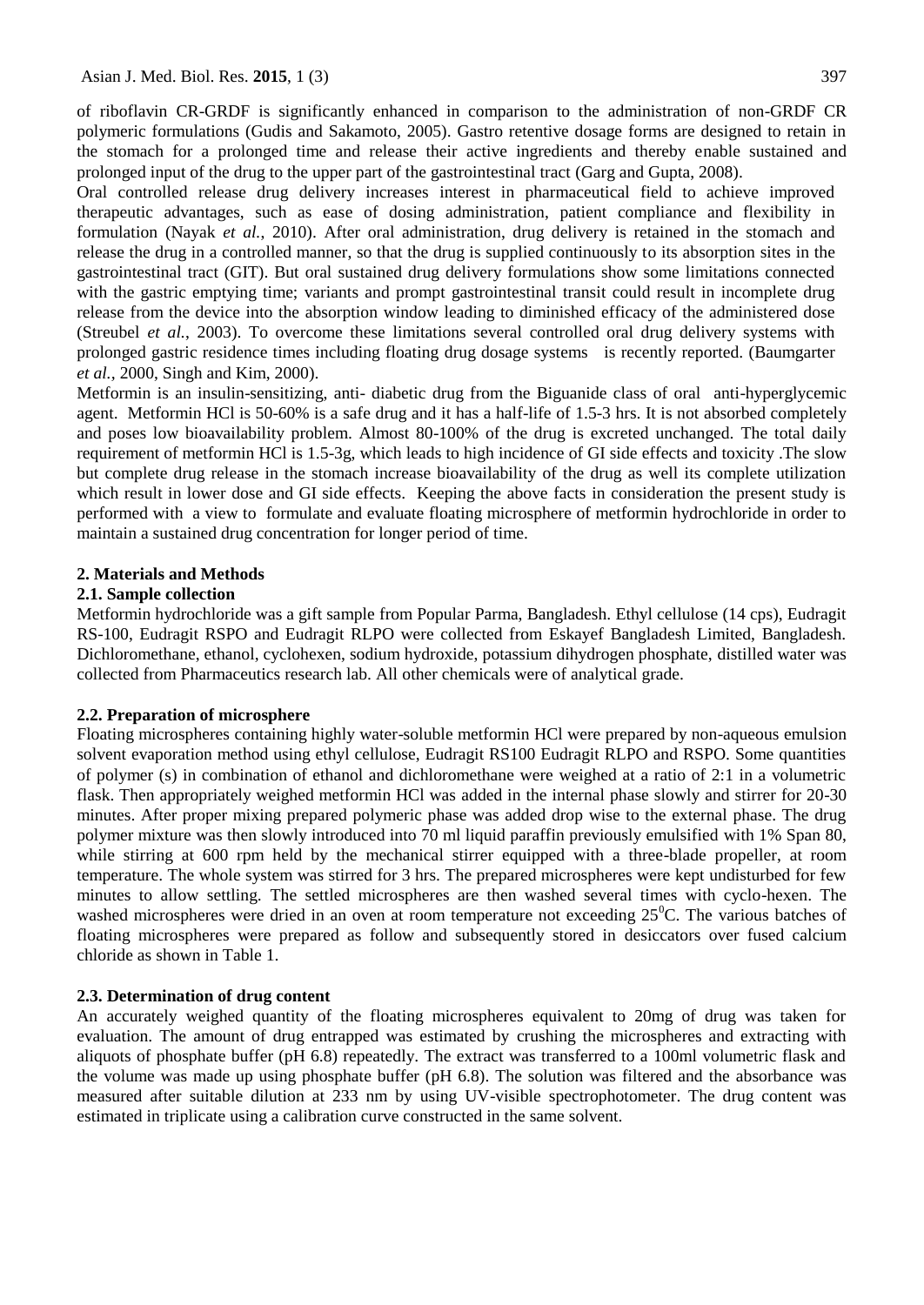of riboflavin CR-GRDF is significantly enhanced in comparison to the administration of non-GRDF CR polymeric formulations (Gudis and Sakamoto, 2005). Gastro retentive dosage forms are designed to retain in the stomach for a prolonged time and release their active ingredients and thereby enable sustained and prolonged input of the drug to the upper part of the gastrointestinal tract (Garg and Gupta, 2008).

Oral controlled release drug delivery increases interest in pharmaceutical field to achieve improved therapeutic advantages, such as ease of dosing administration, patient compliance and flexibility in formulation (Nayak *et al.*, 2010). After oral administration, drug delivery is retained in the stomach and release the drug in a controlled manner, so that the drug is supplied continuously to its absorption sites in the gastrointestinal tract (GIT). But oral sustained drug delivery formulations show some limitations connected with the gastric emptying time; variants and prompt gastrointestinal transit could result in incomplete drug release from the device into the absorption window leading to diminished efficacy of the administered dose (Streubel *et al.*, 2003). To overcome these limitations several controlled oral drug delivery systems with prolonged gastric residence times including floating drug dosage systems is recently reported. (Baumgarter *et al.*, 2000, Singh and Kim, 2000).

Metformin is an insulin-sensitizing, anti- diabetic drug from the Biguanide class of oral anti-hyperglycemic agent. Metformin HCl is 50-60% is a safe drug and it has a half-life of 1.5-3 hrs. It is not absorbed completely and poses low bioavailability problem. Almost 80-100% of the drug is excreted unchanged. The total daily requirement of metformin HCl is 1.5-3g, which leads to high incidence of GI side effects and toxicity .The slow but complete drug release in the stomach increase bioavailability of the drug as well its complete utilization which result in lower dose and GI side effects. Keeping the above facts in consideration the present study is performed with a view to formulate and evaluate floating microsphere of metformin hydrochloride in order to maintain a sustained drug concentration for longer period of time.

## 2. Materials and Methods

### 2.1. Sample collection

Metformin hydrochloride was a gift sample from Popular Parma, Bangladesh. Ethyl cellulose (14 cps), Eudragit RS-100, Eudragit RSPO and Eudragit RLPO were collected from Eskayef Bangladesh Limited, Bangladesh. Dichloromethane, ethanol, cyclohexen, sodium hydroxide, potassium dihydrogen phosphate, distilled water was collected from Pharmaceutics research lab. All other chemicals were of analytical grade.

### 2.2. Preparation of microsphere

Floating microspheres containing highly water-soluble metformin HCl were prepared by non-aqueous emulsion solvent evaporation method using ethyl cellulose, Eudragit RS100 Eudragit RLPO and RSPO. Some quantities of polymer (s) in combination of ethanol and dichloromethane were weighed at a ratio of 2:1 in a volumetric flask. Then appropriately weighed metformin HCl was added in the internal phase slowly and stirrer for 20-30 minutes. After proper mixing prepared polymeric phase was added drop wise to the external phase. The drug polymer mixture was then slowly introduced into 70 ml liquid paraffin previously emulsified with 1% Span 80, while stirring at 600 rpm held by the mechanical stirrer equipped with a three-blade propeller, at room temperature. The whole system was stirred for 3 hrs. The prepared microspheres were kept undisturbed for few minutes to allow settling. The settled microspheres are then washed several times with cyclo-hexen. The washed microspheres were dried in an oven at room temperature not exceeding $25^0$C. The various batches of floating microspheres were prepared as follow and subsequently stored in desiccators over fused calcium chloride as shown in Table 1.

### 2.3. Determination of drug content

An accurately weighed quantity of the floating microspheres equivalent to 20mg of drug was taken for evaluation. The amount of drug entrapped was estimated by crushing the microspheres and extracting with aliquots of phosphate buffer (pH 6.8) repeatedly. The extract was transferred to a 100ml volumetric flask and the volume was made up using phosphate buffer (pH 6.8). The solution was filtered and the absorbance was measured after suitable dilution at 233 nm by using UV-visible spectrophotometer. The drug content was estimated in triplicate using a calibration curve constructed in the same solvent.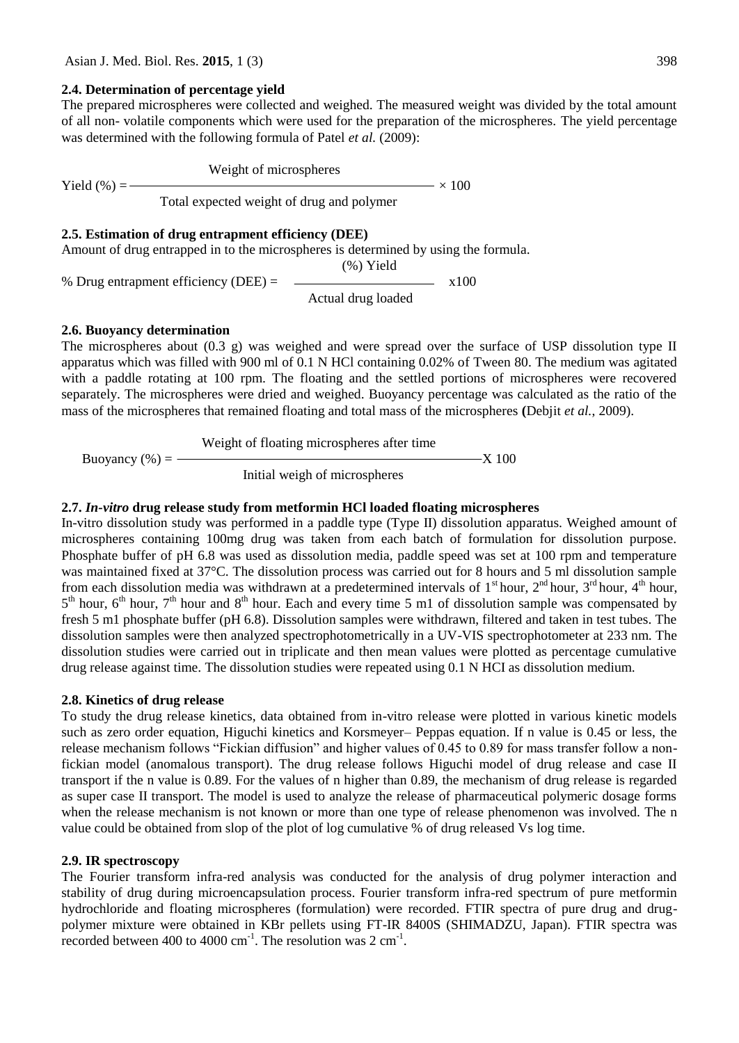### 2.4. Determination of percentage yield

The prepared microspheres were collected and weighed. The measured weight was divided by the total amount of all non- volatile components which were used for the preparation of the microspheres. The yield percentage was determined with the following formula of Patel *et al.* (2009):

$$\text{Yield (\%)} = \frac{\text{Weight of microspheres}}{\text{Total expected weight of drug and polymer}} \times 100$$

### 2.5. Estimation of drug entrapment efficiency (DEE)

Amount of drug entrapped in to the microspheres is determined by using the formula.

$$\text{\% Drug entrapment efficiency (DEE)} = \frac{\text{(\%) Yield}}{\text{Actual drug loaded}} \text{x}100$$

### 2.6. Buoyancy determination

The microspheres about (0.3 g) was weighed and were spread over the surface of USP dissolution type II apparatus which was filled with 900 ml of 0.1 N HCl containing 0.02% of Tween 80. The medium was agitated with a paddle rotating at 100 rpm. The floating and the settled portions of microspheres were recovered separately. The microspheres were dried and weighed. Buoyancy percentage was calculated as the ratio of the mass of the microspheres that remained floating and total mass of the microspheres **(**Debjit *et al.*, 2009).

$$\text{Buoyancy (\%)} = \frac{\text{Weight of floating microspheres after time}}{\text{Initial weigh of microspheres}} \text{X } 100$$

### 2.7. *In-vitro* drug release study from metformin HCl loaded floating microspheres

In-vitro dissolution study was performed in a paddle type (Type II) dissolution apparatus. Weighed amount of microspheres containing 100mg drug was taken from each batch of formulation for dissolution purpose. Phosphate buffer of pH 6.8 was used as dissolution media, paddle speed was set at 100 rpm and temperature was maintained fixed at 37°C. The dissolution process was carried out for 8 hours and 5 ml dissolution sample from each dissolution media was withdrawn at a predetermined intervals of 1$^{st}$ hour, 2$^{nd}$ hour, 3$^{rd}$ hour, 4$^{th}$ hour, 5$^{th}$ hour, 6$^{th}$ hour, 7$^{th}$ hour and 8$^{th}$ hour. Each and every time 5 m1 of dissolution sample was compensated by fresh 5 m1 phosphate buffer (pH 6.8). Dissolution samples were withdrawn, filtered and taken in test tubes. The dissolution samples were then analyzed spectrophotometrically in a UV-VIS spectrophotometer at 233 nm. The dissolution studies were carried out in triplicate and then mean values were plotted as percentage cumulative drug release against time. The dissolution studies were repeated using 0.1 N HCI as dissolution medium.

### 2.8. Kinetics of drug release

To study the drug release kinetics, data obtained from in-vitro release were plotted in various kinetic models such as zero order equation, Higuchi kinetics and Korsmeyer– Peppas equation. If n value is 0.45 or less, the release mechanism follows "Fickian diffusion" and higher values of 0.45 to 0.89 for mass transfer follow a non-fickian model (anomalous transport). The drug release follows Higuchi model of drug release and case II transport if the n value is 0.89. For the values of n higher than 0.89, the mechanism of drug release is regarded as super case II transport. The model is used to analyze the release of pharmaceutical polymeric dosage forms when the release mechanism is not known or more than one type of release phenomenon was involved. The n value could be obtained from slop of the plot of log cumulative % of drug released Vs log time.

### 2.9. IR spectroscopy

The Fourier transform infra-red analysis was conducted for the analysis of drug polymer interaction and stability of drug during microencapsulation process. Fourier transform infra-red spectrum of pure metformin hydrochloride and floating microspheres (formulation) were recorded. FTIR spectra of pure drug and drug-polymer mixture were obtained in KBr pellets using FT-IR 8400S (SHIMADZU, Japan). FTIR spectra was recorded between 400 to 4000 cm$^{-1}$. The resolution was 2 cm$^{-1}$.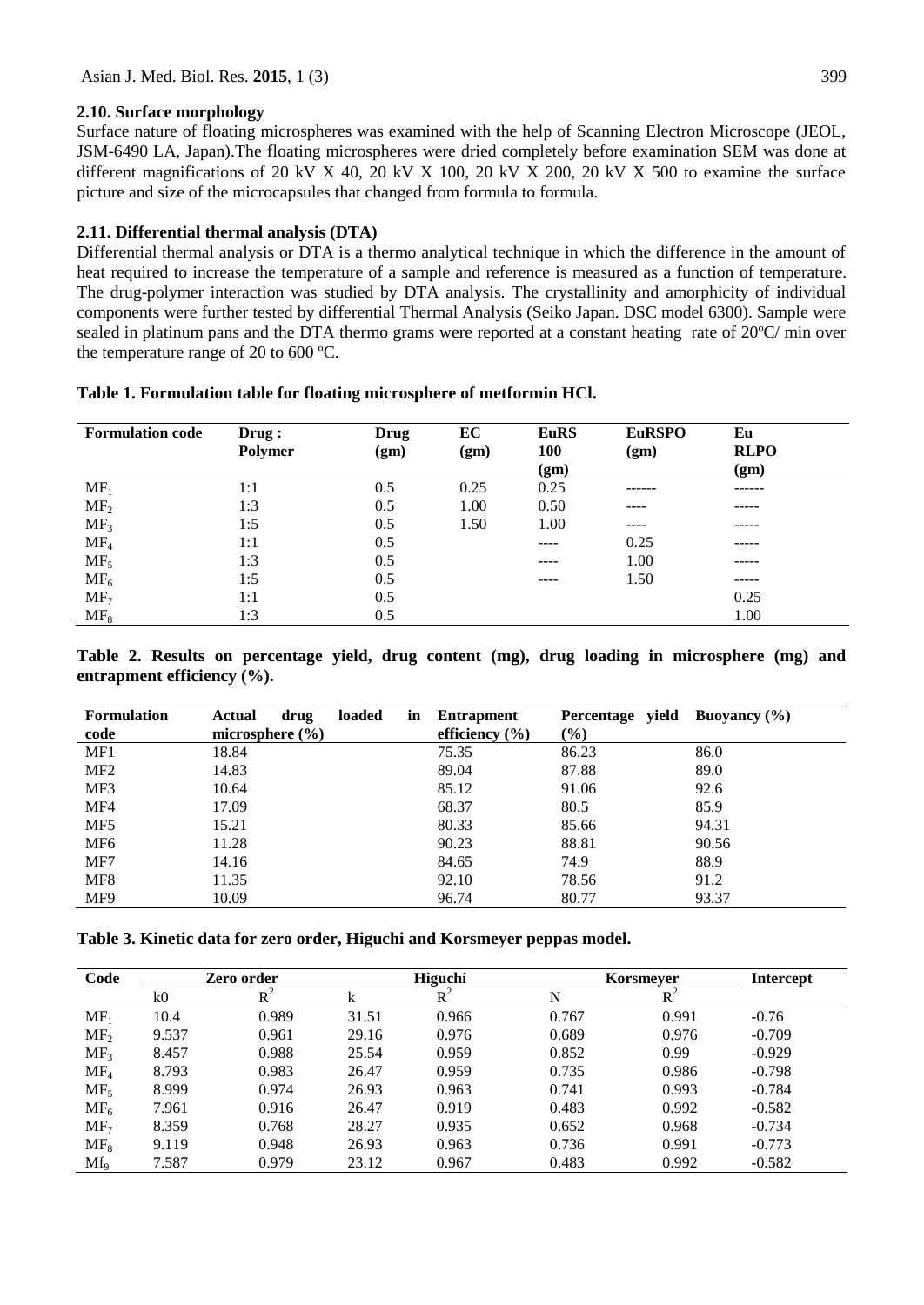### 2.10. Surface morphology

Surface nature of floating microspheres was examined with the help of Scanning Electron Microscope (JEOL, JSM-6490 LA, Japan).The floating microspheres were dried completely before examination SEM was done at different magnifications of 20 kV X 40, 20 kV X 100, 20 kV X 200, 20 kV X 500 to examine the surface picture and size of the microcapsules that changed from formula to formula.

### 2.11. Differential thermal analysis (DTA)

Differential thermal analysis or DTA is a thermo analytical technique in which the difference in the amount of heat required to increase the temperature of a sample and reference is measured as a function of temperature. The drug-polymer interaction was studied by DTA analysis. The crystallinity and amorphicity of individual components were further tested by differential Thermal Analysis (Seiko Japan. DSC model 6300). Sample were sealed in platinum pans and the DTA thermo grams were reported at a constant heating rate of 20ºC/ min over the temperature range of 20 to 600 ºC.

**Table 1. Formulation table for floating microsphere of metformin HCl.**

| Formulation code | Drug : Polymer | Drug (gm) | EC (gm) | EuRS 100 (gm) | EuRSPO (gm) | Eu RLPO (gm) |
|---|---|---|---|---|---|---|
| $MF_1$ | 1:1 | 0.5 | 0.25 | 0.25 | ------ | ------ |
| $MF_2$ | 1:3 | 0.5 | 1.00 | 0.50 | ---- | ----- |
| $MF_3$ | 1:5 | 0.5 | 1.50 | 1.00 | ---- | ----- |
| $MF_4$ | 1:1 | 0.5 | | ---- | 0.25 | ----- |
| $MF_5$ | 1:3 | 0.5 | | ---- | 1.00 | ----- |
| $MF_6$ | 1:5 | 0.5 | | ---- | 1.50 | ----- |
| $MF_7$ | 1:1 | 0.5 | | | | 0.25 |
| $MF_8$ | 1:3 | 0.5 | | | | 1.00 |

**Table 2. Results on percentage yield, drug content (mg), drug loading in microsphere (mg) and entrapment efficiency (%).**

| Formulation code | Actual drug loaded in microsphere (%) | Entrapment efficiency (%) | Percentage yield (%) | Buoyancy (%) |
|---|---|---|---|---|
| MF1 | 18.84 | 75.35 | 86.23 | 86.0 |
| MF2 | 14.83 | 89.04 | 87.88 | 89.0 |
| MF3 | 10.64 | 85.12 | 91.06 | 92.6 |
| MF4 | 17.09 | 68.37 | 80.5 | 85.9 |
| MF5 | 15.21 | 80.33 | 85.66 | 94.31 |
| MF6 | 11.28 | 90.23 | 88.81 | 90.56 |
| MF7 | 14.16 | 84.65 | 74.9 | 88.9 |
| MF8 | 11.35 | 92.10 | 78.56 | 91.2 |
| MF9 | 10.09 | 96.74 | 80.77 | 93.37 |

**Table 3. Kinetic data for zero order, Higuchi and Korsmeyer peppas model.**

| Code | Zero order | | Higuchi | | Korsmeyer | | Intercept |
|---|---|---|---|---|---|---|---|
| | k0 | $R^2$ | k | $R^2$ | N | $R^2$ | |
| $MF_1$ | 10.4 | 0.989 | 31.51 | 0.966 | 0.767 | 0.991 | -0.76 |
| $MF_2$ | 9.537 | 0.961 | 29.16 | 0.976 | 0.689 | 0.976 | -0.709 |
| $MF_3$ | 8.457 | 0.988 | 25.54 | 0.959 | 0.852 | 0.99 | -0.929 |
| $MF_4$ | 8.793 | 0.983 | 26.47 | 0.959 | 0.735 | 0.986 | -0.798 |
| $MF_5$ | 8.999 | 0.974 | 26.93 | 0.963 | 0.741 | 0.993 | -0.784 |
| $MF_6$ | 7.961 | 0.916 | 26.47 | 0.919 | 0.483 | 0.992 | -0.582 |
| $MF_7$ | 8.359 | 0.768 | 28.27 | 0.935 | 0.652 | 0.968 | -0.734 |
| $MF_8$ | 9.119 | 0.948 | 26.93 | 0.963 | 0.736 | 0.991 | -0.773 |
| $Mf_9$ | 7.587 | 0.979 | 23.12 | 0.967 | 0.483 | 0.992 | -0.582 |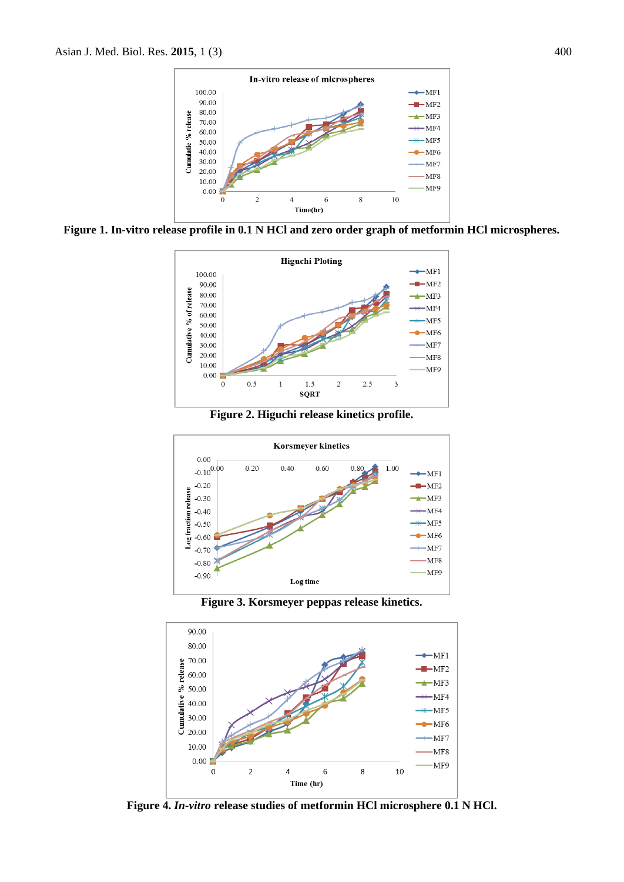**Figure 1. In-vitro release profile in 0.1 N HCl and zero order graph of metformin HCl microspheres.**

**Figure 2. Higuchi release kinetics profile.**

**Figure 3. Korsmeyer peppas release kinetics.**

**Figure 4. *In-vitro* release studies of metformin HCl microsphere 0.1 N HCl.**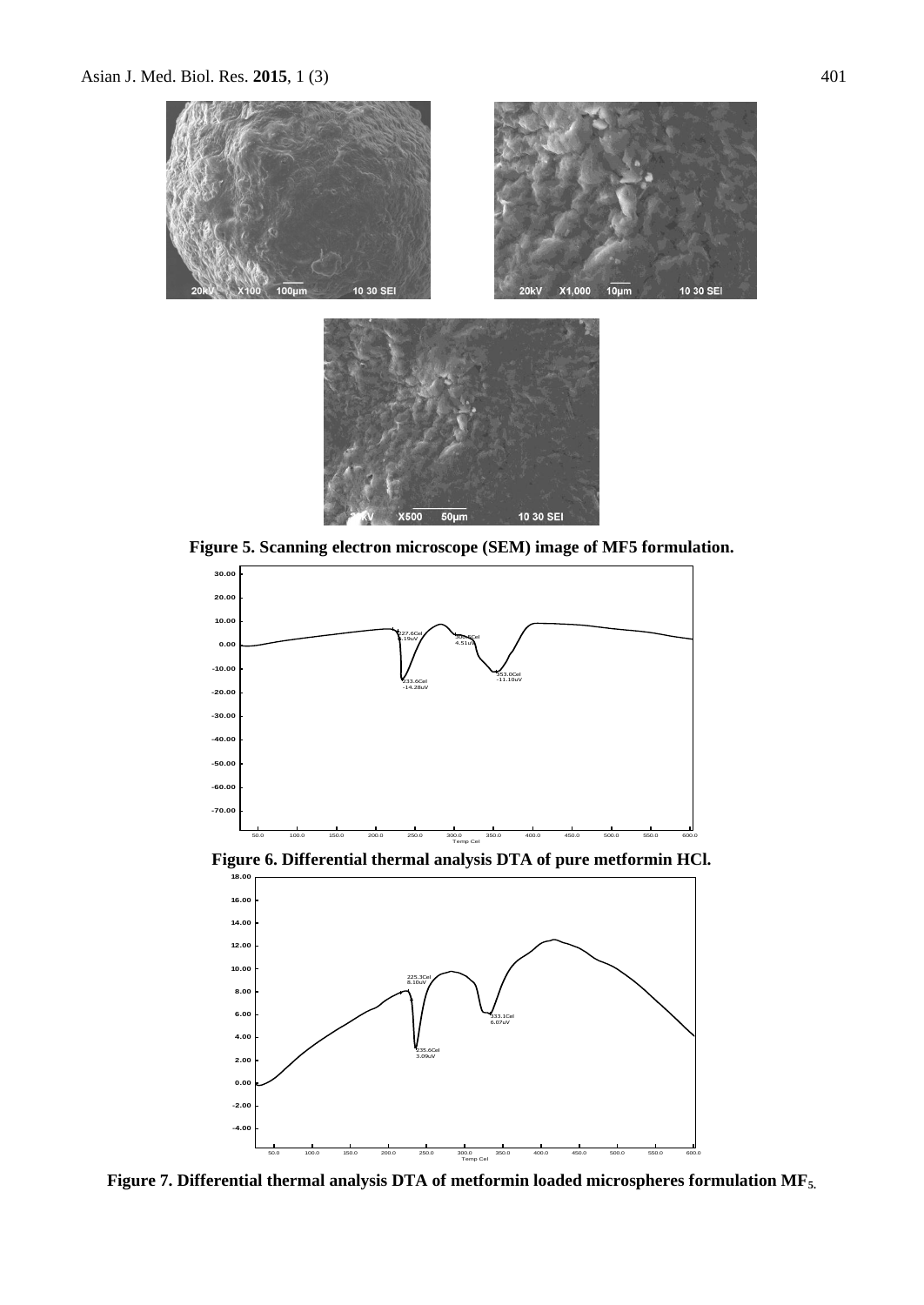**Figure 5. Scanning electron microscope (SEM) image of MF5 formulation.**

**Figure 6. Differential thermal analysis DTA of pure metformin HCl.**

**Figure 7. Differential thermal analysis DTA of metformin loaded microspheres formulation $MF_5$.**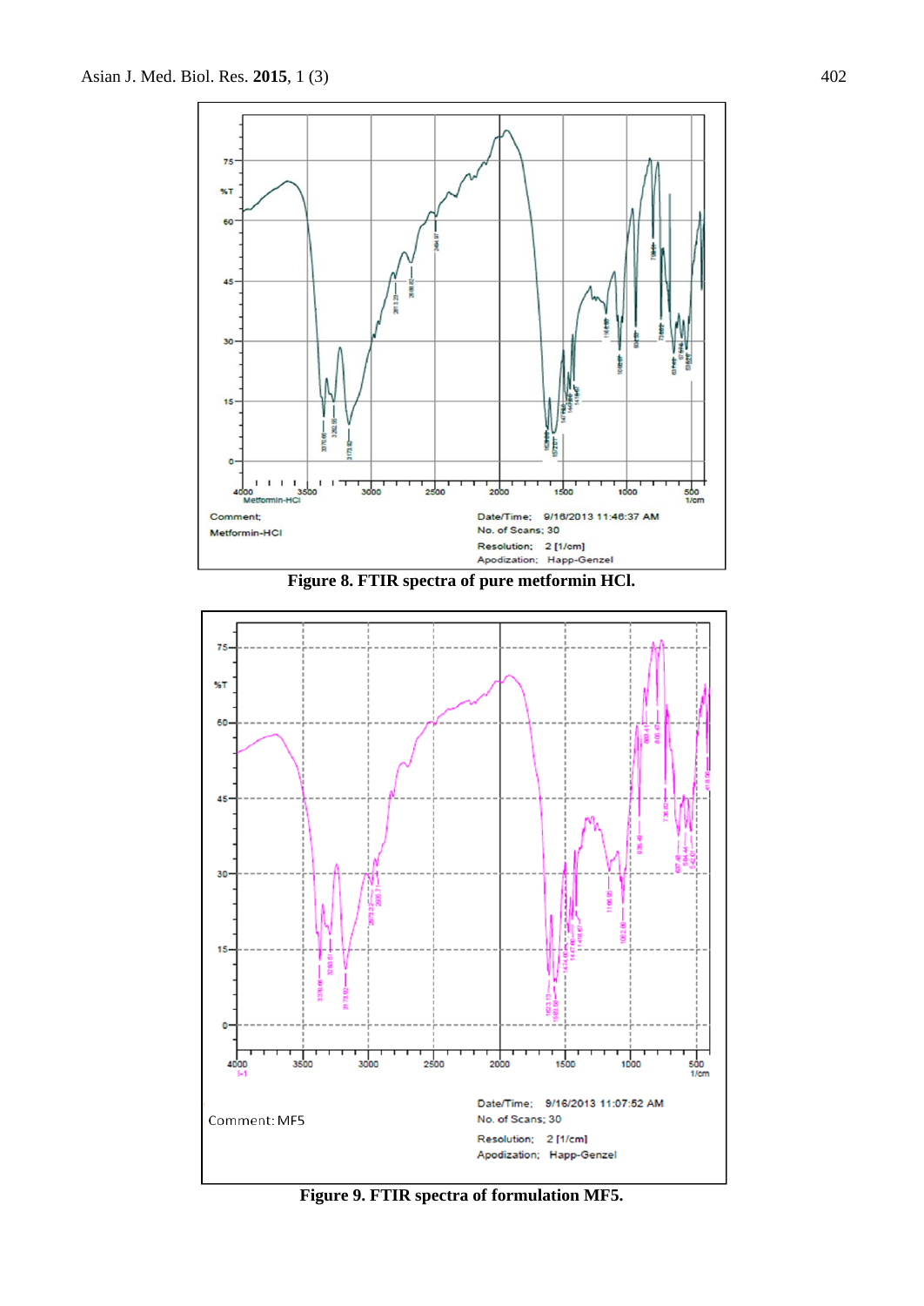Figure 8. FTIR spectra of pure metformin HCl.

Figure 9. FTIR spectra of formulation MF5.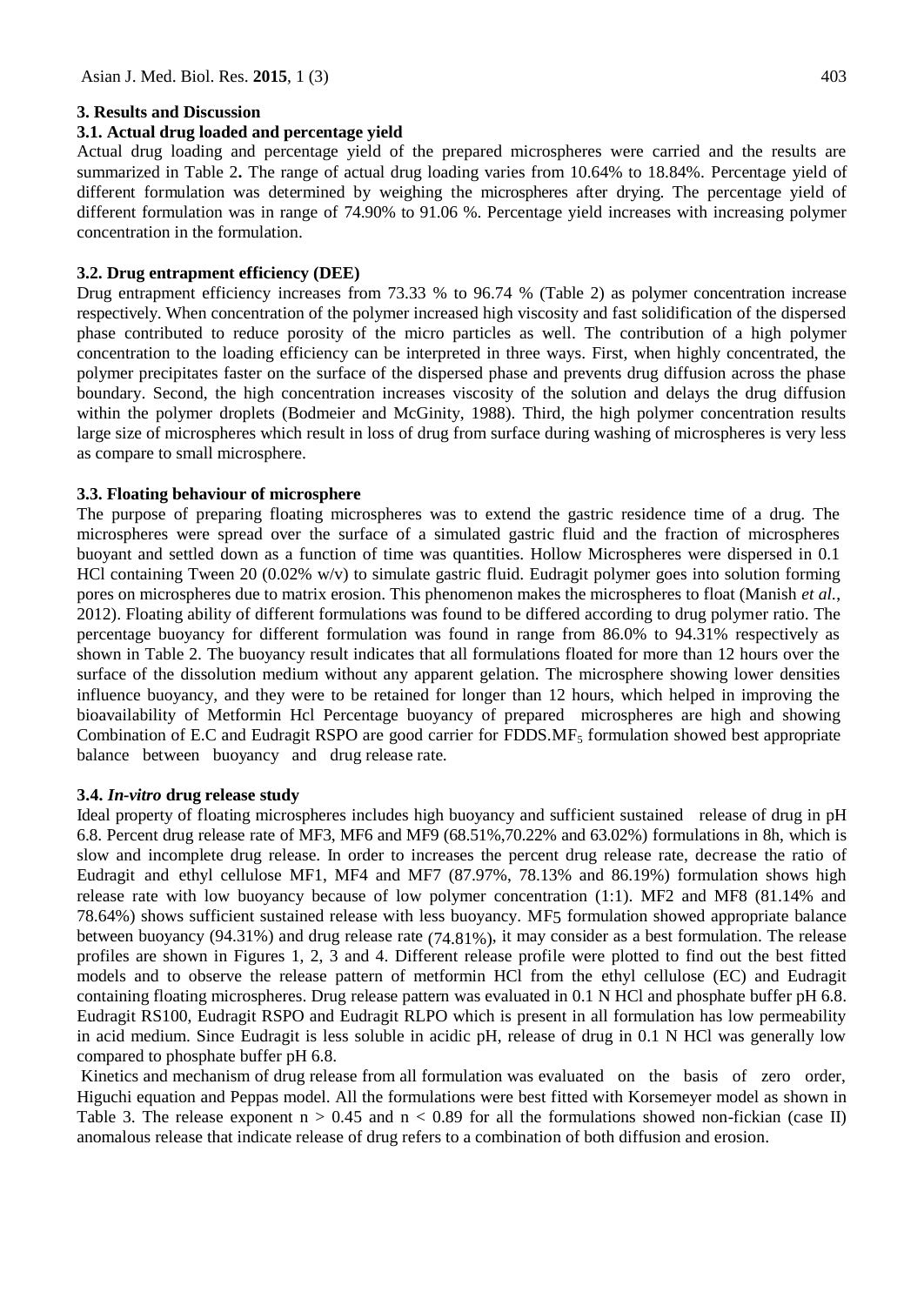## 3. Results and Discussion

### 3.1. Actual drug loaded and percentage yield

Actual drug loading and percentage yield of the prepared microspheres were carried and the results are summarized in Table 2**.** The range of actual drug loading varies from 10.64% to 18.84%. Percentage yield of different formulation was determined by weighing the microspheres after drying. The percentage yield of different formulation was in range of 74.90% to 91.06 %. Percentage yield increases with increasing polymer concentration in the formulation.

### 3.2. Drug entrapment efficiency (DEE)

Drug entrapment efficiency increases from 73.33 % to 96.74 % (Table 2) as polymer concentration increase respectively. When concentration of the polymer increased high viscosity and fast solidification of the dispersed phase contributed to reduce porosity of the micro particles as well. The contribution of a high polymer concentration to the loading efficiency can be interpreted in three ways. First, when highly concentrated, the polymer precipitates faster on the surface of the dispersed phase and prevents drug diffusion across the phase boundary. Second, the high concentration increases viscosity of the solution and delays the drug diffusion within the polymer droplets (Bodmeier and McGinity, 1988). Third, the high polymer concentration results large size of microspheres which result in loss of drug from surface during washing of microspheres is very less as compare to small microsphere.

### 3.3. Floating behaviour of microsphere

The purpose of preparing floating microspheres was to extend the gastric residence time of a drug. The microspheres were spread over the surface of a simulated gastric fluid and the fraction of microspheres buoyant and settled down as a function of time was quantities. Hollow Microspheres were dispersed in 0.1 HCl containing Tween 20 (0.02% w/v) to simulate gastric fluid. Eudragit polymer goes into solution forming pores on microspheres due to matrix erosion. This phenomenon makes the microspheres to float (Manish *et al.*, 2012). Floating ability of different formulations was found to be differed according to drug polymer ratio. The percentage buoyancy for different formulation was found in range from 86.0% to 94.31% respectively as shown in Table 2. The buoyancy result indicates that all formulations floated for more than 12 hours over the surface of the dissolution medium without any apparent gelation. The microsphere showing lower densities influence buoyancy, and they were to be retained for longer than 12 hours, which helped in improving the bioavailability of Metformin Hcl Percentage buoyancy of prepared microspheres are high and showing Combination of E.C and Eudragit RSPO are good carrier for FDDS.$MF_5$ formulation showed best appropriate balance between buoyancy and drug release rate.

### 3.4. *In-vitro* drug release study

Ideal property of floating microspheres includes high buoyancy and sufficient sustained release of drug in pH 6.8. Percent drug release rate of MF3, MF6 and MF9 (68.51%,70.22% and 63.02%) formulations in 8h, which is slow and incomplete drug release. In order to increases the percent drug release rate, decrease the ratio of Eudragit and ethyl cellulose MF1, MF4 and MF7 (87.97%, 78.13% and 86.19%) formulation shows high release rate with low buoyancy because of low polymer concentration (1:1). MF2 and MF8 (81.14% and 78.64%) shows sufficient sustained release with less buoyancy. MF5 formulation showed appropriate balance between buoyancy (94.31%) and drug release rate (74.81%), it may consider as a best formulation. The release profiles are shown in Figures 1, 2, 3 and 4. Different release profile were plotted to find out the best fitted models and to observe the release pattern of metformin HCl from the ethyl cellulose (EC) and Eudragit containing floating microspheres. Drug release pattern was evaluated in 0.1 N HCl and phosphate buffer pH 6.8. Eudragit RS100, Eudragit RSPO and Eudragit RLPO which is present in all formulation has low permeability in acid medium. Since Eudragit is less soluble in acidic pH, release of drug in 0.1 N HCl was generally low compared to phosphate buffer pH 6.8.

Kinetics and mechanism of drug release from all formulation was evaluated on the basis of zero order, Higuchi equation and Peppas model. All the formulations were best fitted with Korsemeyer model as shown in Table 3. The release exponent $n > 0.45$ and $n < 0.89$ for all the formulations showed non-fickian (case II) anomalous release that indicate release of drug refers to a combination of both diffusion and erosion.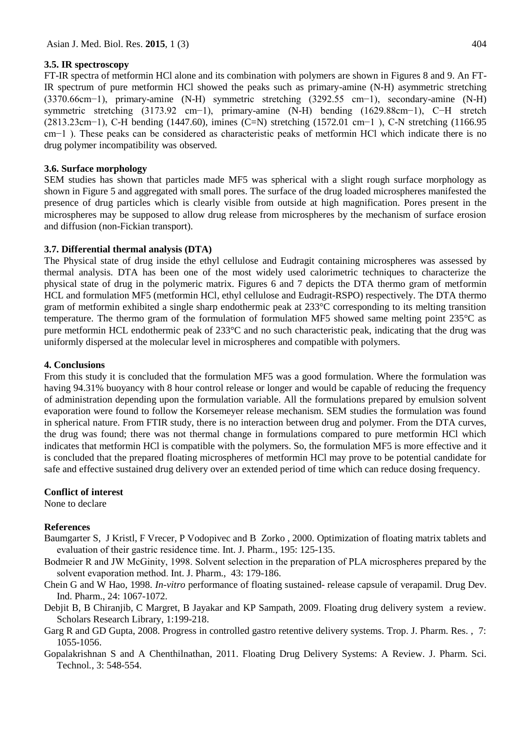### 3.5. IR spectroscopy

FT-IR spectra of metformin HCl alone and its combination with polymers are shown in Figures 8 and 9. An FT-IR spectrum of pure metformin HCl showed the peaks such as primary-amine (N-H) asymmetric stretching (3370.66cm−1), primary-amine (N-H) symmetric stretching (3292.55 cm−1), secondary-amine (N-H) symmetric stretching (3173.92 cm−1), primary-amine (N-H) bending (1629.88cm−1), C−H stretch (2813.23cm−1), C-H bending (1447.60), imines (C=N) stretching (1572.01 cm−1 ), C-N stretching (1166.95 cm−1 ). These peaks can be considered as characteristic peaks of metformin HCl which indicate there is no drug polymer incompatibility was observed.

### 3.6. Surface morphology

SEM studies has shown that particles made MF5 was spherical with a slight rough surface morphology as shown in Figure 5 and aggregated with small pores. The surface of the drug loaded microspheres manifested the presence of drug particles which is clearly visible from outside at high magnification. Pores present in the microspheres may be supposed to allow drug release from microspheres by the mechanism of surface erosion and diffusion (non-Fickian transport).

### 3.7. Differential thermal analysis (DTA)

The Physical state of drug inside the ethyl cellulose and Eudragit containing microspheres was assessed by thermal analysis. DTA has been one of the most widely used calorimetric techniques to characterize the physical state of drug in the polymeric matrix. Figures 6 and 7 depicts the DTA thermo gram of metformin HCL and formulation MF5 (metformin HCl, ethyl cellulose and Eudragit-RSPO) respectively. The DTA thermo gram of metformin exhibited a single sharp endothermic peak at 233°C corresponding to its melting transition temperature. The thermo gram of the formulation of formulation MF5 showed same melting point 235°C as pure metformin HCL endothermic peak of 233°C and no such characteristic peak, indicating that the drug was uniformly dispersed at the molecular level in microspheres and compatible with polymers.

## 4. Conclusions

From this study it is concluded that the formulation MF5 was a good formulation. Where the formulation was having 94.31% buoyancy with 8 hour control release or longer and would be capable of reducing the frequency of administration depending upon the formulation variable. All the formulations prepared by emulsion solvent evaporation were found to follow the Korsemeyer release mechanism. SEM studies the formulation was found in spherical nature. From FTIR study, there is no interaction between drug and polymer. From the DTA curves, the drug was found; there was not thermal change in formulations compared to pure metformin HCl which indicates that metformin HCl is compatible with the polymers. So, the formulation MF5 is more effective and it is concluded that the prepared floating microspheres of metformin HCl may prove to be potential candidate for safe and effective sustained drug delivery over an extended period of time which can reduce dosing frequency.

### Conflict of interest

None to declare

### References

Baumgarter S, J Kristl, F Vrecer, P Vodopivec and B Zorko , 2000. Optimization of floating matrix tablets and evaluation of their gastric residence time. Int. J. Pharm., 195: 125-135.

Bodmeier R and JW McGinity, 1998. Solvent selection in the preparation of PLA microspheres prepared by the solvent evaporation method. Int. J. Pharm., 43: 179-186.

Chein G and W Hao, 1998. *In-vitro* performance of floating sustained- release capsule of verapamil. Drug Dev. Ind. Pharm., 24: 1067-1072.

Debjit B, B Chiranjib, C Margret, B Jayakar and KP Sampath, 2009. Floating drug delivery system a review. Scholars Research Library, 1:199-218.

Garg R and GD Gupta, 2008. Progress in controlled gastro retentive delivery systems. Trop. J. Pharm. Res. , 7: 1055-1056.

Gopalakrishnan S and A Chenthilnathan, 2011. Floating Drug Delivery Systems: A Review. J. Pharm. Sci. Technol., 3: 548-554.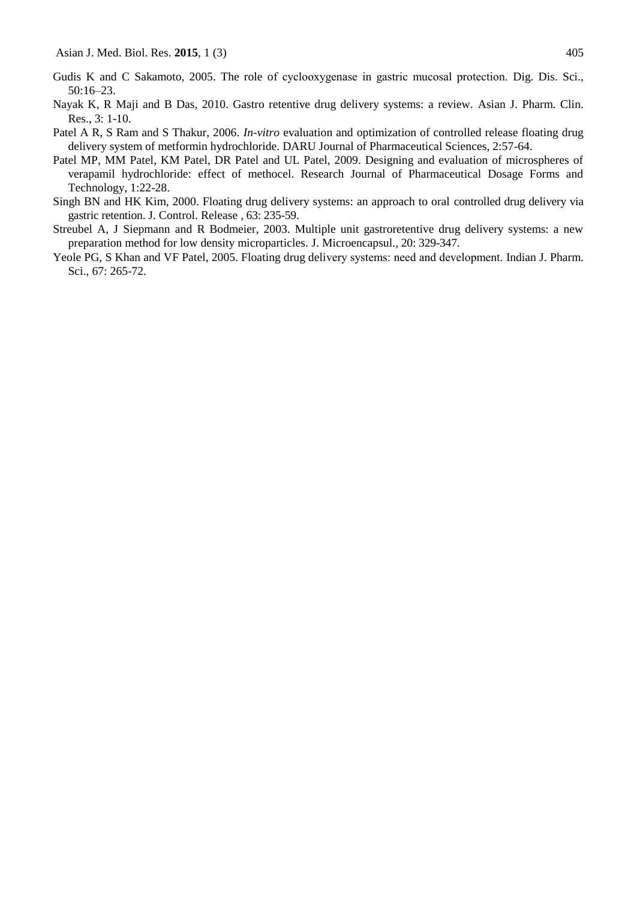Gudis K and C Sakamoto, 2005. The role of cyclooxygenase in gastric mucosal protection. Dig. Dis. Sci., 50:16–23.

Nayak K, R Maji and B Das, 2010. Gastro retentive drug delivery systems: a review. Asian J. Pharm. Clin. Res., 3: 1-10.

Patel A R, S Ram and S Thakur, 2006. *In-vitro* evaluation and optimization of controlled release floating drug delivery system of metformin hydrochloride. DARU Journal of Pharmaceutical Sciences, 2:57-64.

Patel MP, MM Patel, KM Patel, DR Patel and UL Patel, 2009. Designing and evaluation of microspheres of verapamil hydrochloride: effect of methocel. Research Journal of Pharmaceutical Dosage Forms and Technology, 1:22-28.

Singh BN and HK Kim, 2000. Floating drug delivery systems: an approach to oral controlled drug delivery via gastric retention. J. Control. Release , 63: 235-59.

Streubel A, J Siepmann and R Bodmeier, 2003. Multiple unit gastroretentive drug delivery systems: a new preparation method for low density microparticles. J. Microencapsul., 20: 329-347.

Yeole PG, S Khan and VF Patel, 2005. Floating drug delivery systems: need and development. Indian J. Pharm. Sci., 67: 265-72.